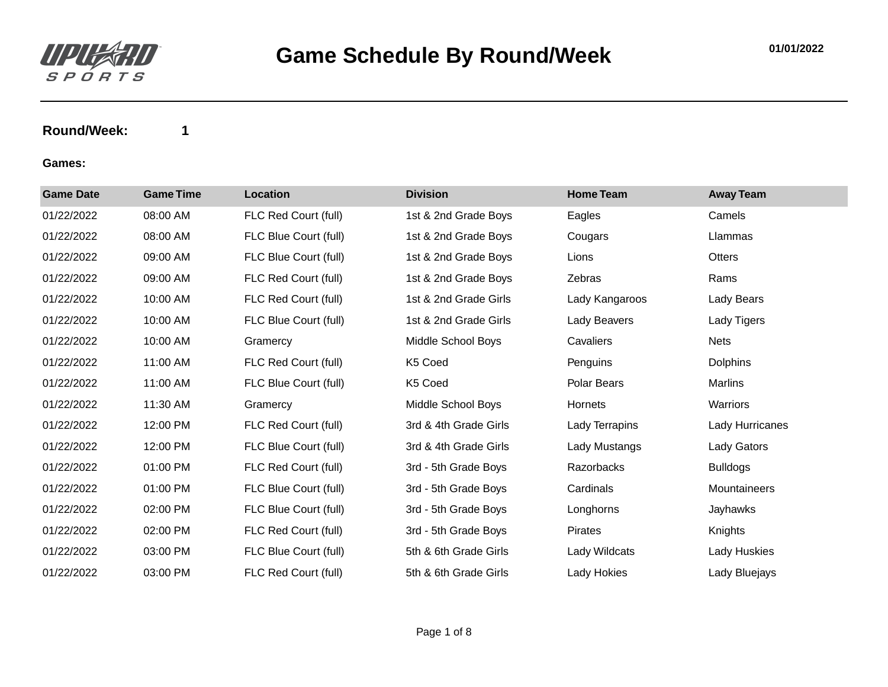# Game Schedule By Round/Week

01/01/2022

**Round/Week:** 1

**Games:**

| Game Date | Game Time | Location | Division | Home Team | Away Team |
|---|---|---|---|---|---|
| 01/22/2022 | 08:00 AM | FLC Red Court (full) | 1st & 2nd Grade Boys | Eagles | Camels |
| 01/22/2022 | 08:00 AM | FLC Blue Court (full) | 1st & 2nd Grade Boys | Cougars | Llammas |
| 01/22/2022 | 09:00 AM | FLC Blue Court (full) | 1st & 2nd Grade Boys | Lions | Otters |
| 01/22/2022 | 09:00 AM | FLC Red Court (full) | 1st & 2nd Grade Boys | Zebras | Rams |
| 01/22/2022 | 10:00 AM | FLC Red Court (full) | 1st & 2nd Grade Girls | Lady Kangaroos | Lady Bears |
| 01/22/2022 | 10:00 AM | FLC Blue Court (full) | 1st & 2nd Grade Girls | Lady Beavers | Lady Tigers |
| 01/22/2022 | 10:00 AM | Gramercy | Middle School Boys | Cavaliers | Nets |
| 01/22/2022 | 11:00 AM | FLC Red Court (full) | K5 Coed | Penguins | Dolphins |
| 01/22/2022 | 11:00 AM | FLC Blue Court (full) | K5 Coed | Polar Bears | Marlins |
| 01/22/2022 | 11:30 AM | Gramercy | Middle School Boys | Hornets | Warriors |
| 01/22/2022 | 12:00 PM | FLC Red Court (full) | 3rd & 4th Grade Girls | Lady Terrapins | Lady Hurricanes |
| 01/22/2022 | 12:00 PM | FLC Blue Court (full) | 3rd & 4th Grade Girls | Lady Mustangs | Lady Gators |
| 01/22/2022 | 01:00 PM | FLC Red Court (full) | 3rd - 5th Grade Boys | Razorbacks | Bulldogs |
| 01/22/2022 | 01:00 PM | FLC Blue Court (full) | 3rd - 5th Grade Boys | Cardinals | Mountaineers |
| 01/22/2022 | 02:00 PM | FLC Blue Court (full) | 3rd - 5th Grade Boys | Longhorns | Jayhawks |
| 01/22/2022 | 02:00 PM | FLC Red Court (full) | 3rd - 5th Grade Boys | Pirates | Knights |
| 01/22/2022 | 03:00 PM | FLC Blue Court (full) | 5th & 6th Grade Girls | Lady Wildcats | Lady Huskies |
| 01/22/2022 | 03:00 PM | FLC Red Court (full) | 5th & 6th Grade Girls | Lady Hokies | Lady Bluejays |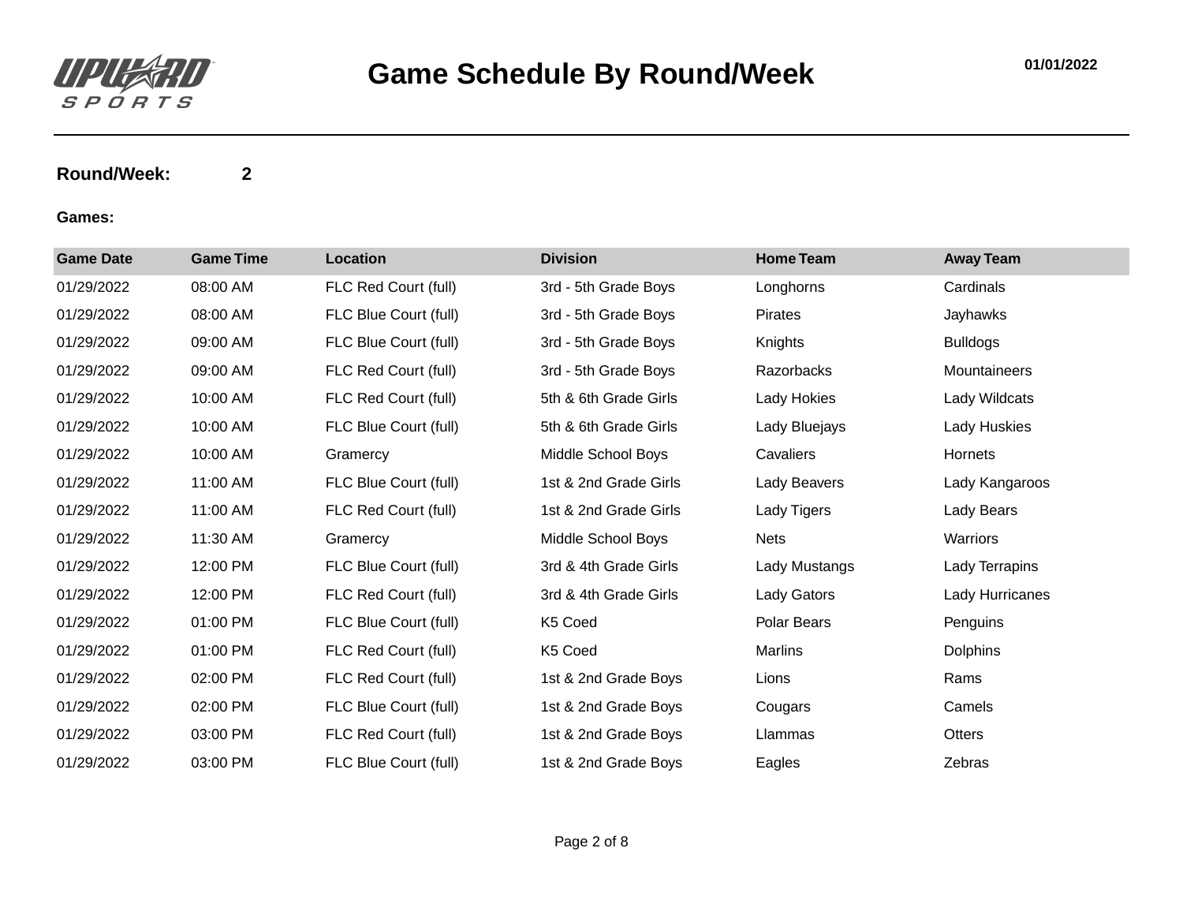# Game Schedule By Round/Week

01/01/2022

**Round/Week:** 2

**Games:**

| Game Date | Game Time | Location | Division | Home Team | Away Team |
|---|---|---|---|---|---|
| 01/29/2022 | 08:00 AM | FLC Red Court (full) | 3rd - 5th Grade Boys | Longhorns | Cardinals |
| 01/29/2022 | 08:00 AM | FLC Blue Court (full) | 3rd - 5th Grade Boys | Pirates | Jayhawks |
| 01/29/2022 | 09:00 AM | FLC Blue Court (full) | 3rd - 5th Grade Boys | Knights | Bulldogs |
| 01/29/2022 | 09:00 AM | FLC Red Court (full) | 3rd - 5th Grade Boys | Razorbacks | Mountaineers |
| 01/29/2022 | 10:00 AM | FLC Red Court (full) | 5th & 6th Grade Girls | Lady Hokies | Lady Wildcats |
| 01/29/2022 | 10:00 AM | FLC Blue Court (full) | 5th & 6th Grade Girls | Lady Bluejays | Lady Huskies |
| 01/29/2022 | 10:00 AM | Gramercy | Middle School Boys | Cavaliers | Hornets |
| 01/29/2022 | 11:00 AM | FLC Blue Court (full) | 1st & 2nd Grade Girls | Lady Beavers | Lady Kangaroos |
| 01/29/2022 | 11:00 AM | FLC Red Court (full) | 1st & 2nd Grade Girls | Lady Tigers | Lady Bears |
| 01/29/2022 | 11:30 AM | Gramercy | Middle School Boys | Nets | Warriors |
| 01/29/2022 | 12:00 PM | FLC Blue Court (full) | 3rd & 4th Grade Girls | Lady Mustangs | Lady Terrapins |
| 01/29/2022 | 12:00 PM | FLC Red Court (full) | 3rd & 4th Grade Girls | Lady Gators | Lady Hurricanes |
| 01/29/2022 | 01:00 PM | FLC Blue Court (full) | K5 Coed | Polar Bears | Penguins |
| 01/29/2022 | 01:00 PM | FLC Red Court (full) | K5 Coed | Marlins | Dolphins |
| 01/29/2022 | 02:00 PM | FLC Red Court (full) | 1st & 2nd Grade Boys | Lions | Rams |
| 01/29/2022 | 02:00 PM | FLC Blue Court (full) | 1st & 2nd Grade Boys | Cougars | Camels |
| 01/29/2022 | 03:00 PM | FLC Red Court (full) | 1st & 2nd Grade Boys | Llammas | Otters |
| 01/29/2022 | 03:00 PM | FLC Blue Court (full) | 1st & 2nd Grade Boys | Eagles | Zebras |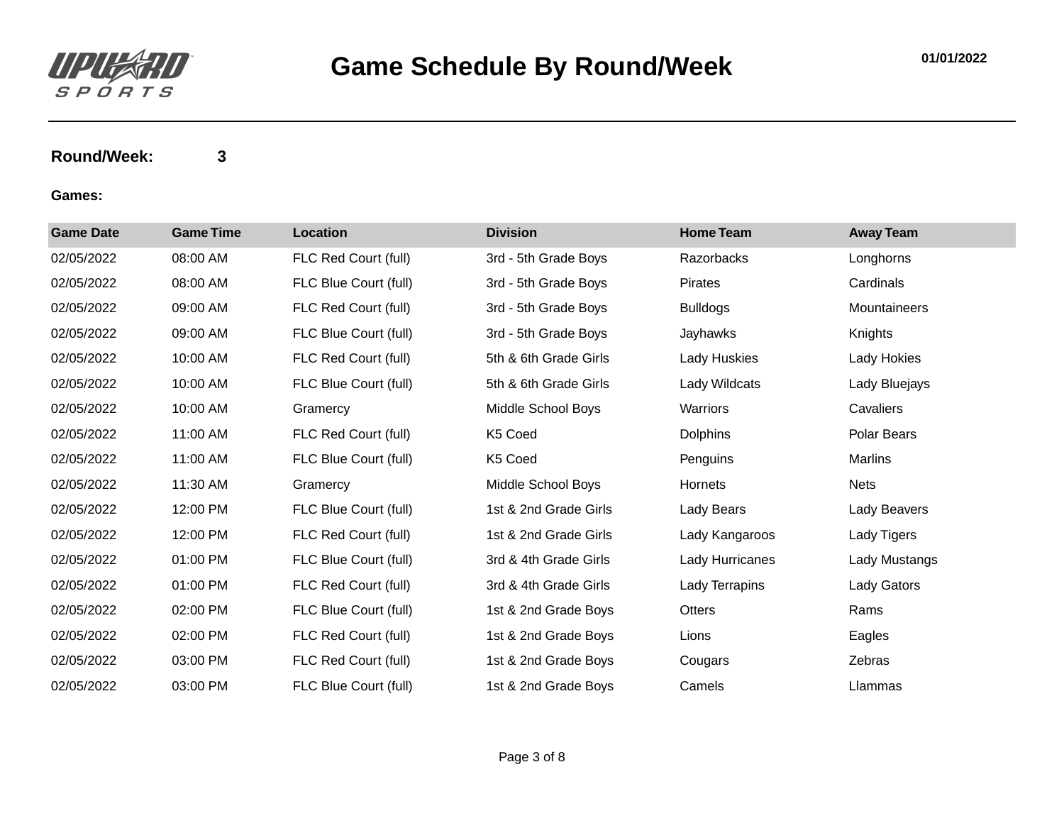# Game Schedule By Round/Week

01/01/2022

**Round/Week:** **3**

**Games:**

| Game Date | Game Time | Location | Division | Home Team | Away Team |
|---|---|---|---|---|---|
| 02/05/2022 | 08:00 AM | FLC Red Court (full) | 3rd - 5th Grade Boys | Razorbacks | Longhorns |
| 02/05/2022 | 08:00 AM | FLC Blue Court (full) | 3rd - 5th Grade Boys | Pirates | Cardinals |
| 02/05/2022 | 09:00 AM | FLC Red Court (full) | 3rd - 5th Grade Boys | Bulldogs | Mountaineers |
| 02/05/2022 | 09:00 AM | FLC Blue Court (full) | 3rd - 5th Grade Boys | Jayhawks | Knights |
| 02/05/2022 | 10:00 AM | FLC Red Court (full) | 5th & 6th Grade Girls | Lady Huskies | Lady Hokies |
| 02/05/2022 | 10:00 AM | FLC Blue Court (full) | 5th & 6th Grade Girls | Lady Wildcats | Lady Bluejays |
| 02/05/2022 | 10:00 AM | Gramercy | Middle School Boys | Warriors | Cavaliers |
| 02/05/2022 | 11:00 AM | FLC Red Court (full) | K5 Coed | Dolphins | Polar Bears |
| 02/05/2022 | 11:00 AM | FLC Blue Court (full) | K5 Coed | Penguins | Marlins |
| 02/05/2022 | 11:30 AM | Gramercy | Middle School Boys | Hornets | Nets |
| 02/05/2022 | 12:00 PM | FLC Blue Court (full) | 1st & 2nd Grade Girls | Lady Bears | Lady Beavers |
| 02/05/2022 | 12:00 PM | FLC Red Court (full) | 1st & 2nd Grade Girls | Lady Kangaroos | Lady Tigers |
| 02/05/2022 | 01:00 PM | FLC Blue Court (full) | 3rd & 4th Grade Girls | Lady Hurricanes | Lady Mustangs |
| 02/05/2022 | 01:00 PM | FLC Red Court (full) | 3rd & 4th Grade Girls | Lady Terrapins | Lady Gators |
| 02/05/2022 | 02:00 PM | FLC Blue Court (full) | 1st & 2nd Grade Boys | Otters | Rams |
| 02/05/2022 | 02:00 PM | FLC Red Court (full) | 1st & 2nd Grade Boys | Lions | Eagles |
| 02/05/2022 | 03:00 PM | FLC Red Court (full) | 1st & 2nd Grade Boys | Cougars | Zebras |
| 02/05/2022 | 03:00 PM | FLC Blue Court (full) | 1st & 2nd Grade Boys | Camels | Llammas |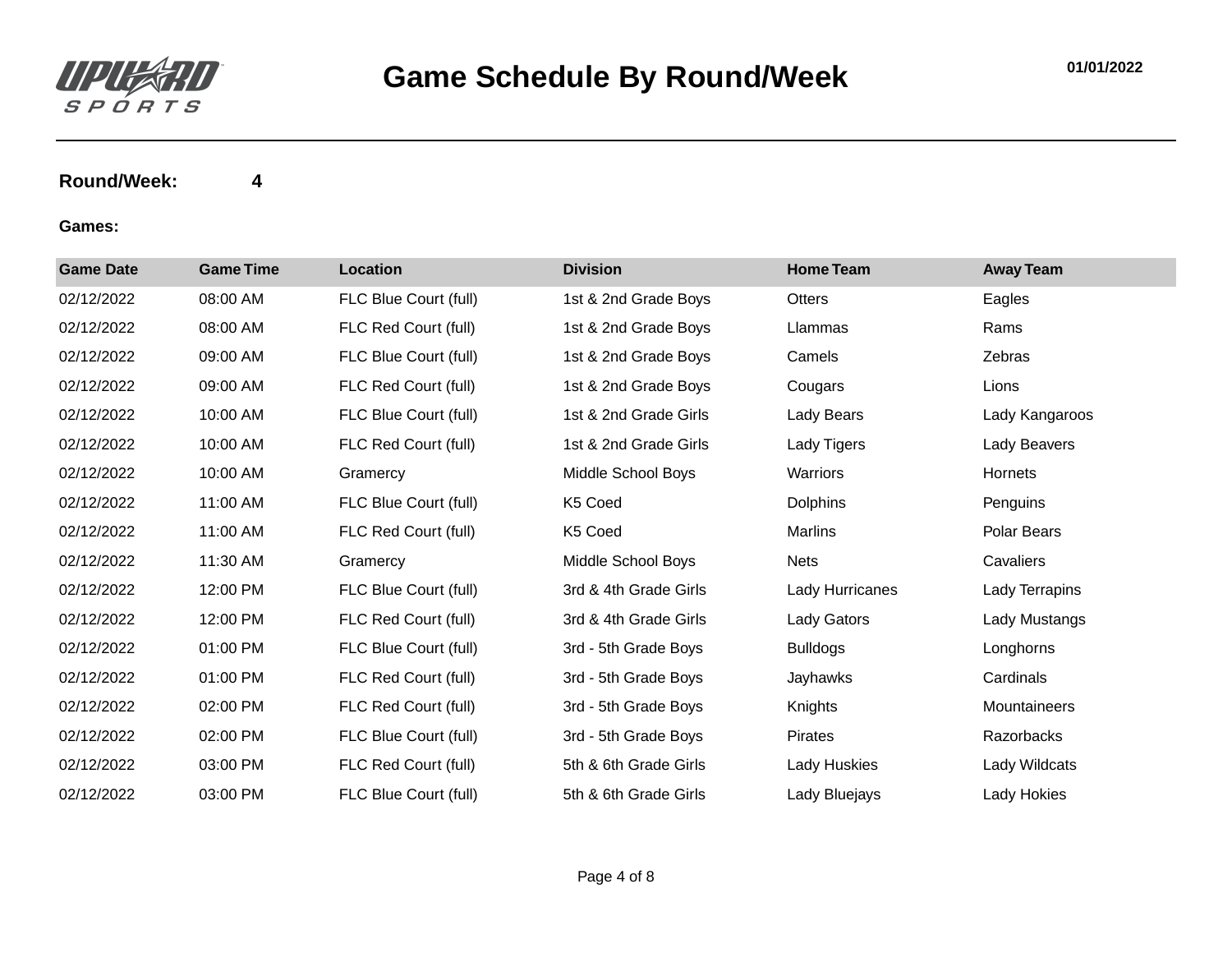# Game Schedule By Round/Week

01/01/2022

**Round/Week:** 4

**Games:**

| Game Date | Game Time | Location | Division | Home Team | Away Team |
|---|---|---|---|---|---|
| 02/12/2022 | 08:00 AM | FLC Blue Court (full) | 1st & 2nd Grade Boys | Otters | Eagles |
| 02/12/2022 | 08:00 AM | FLC Red Court (full) | 1st & 2nd Grade Boys | Llammas | Rams |
| 02/12/2022 | 09:00 AM | FLC Blue Court (full) | 1st & 2nd Grade Boys | Camels | Zebras |
| 02/12/2022 | 09:00 AM | FLC Red Court (full) | 1st & 2nd Grade Boys | Cougars | Lions |
| 02/12/2022 | 10:00 AM | FLC Blue Court (full) | 1st & 2nd Grade Girls | Lady Bears | Lady Kangaroos |
| 02/12/2022 | 10:00 AM | FLC Red Court (full) | 1st & 2nd Grade Girls | Lady Tigers | Lady Beavers |
| 02/12/2022 | 10:00 AM | Gramercy | Middle School Boys | Warriors | Hornets |
| 02/12/2022 | 11:00 AM | FLC Blue Court (full) | K5 Coed | Dolphins | Penguins |
| 02/12/2022 | 11:00 AM | FLC Red Court (full) | K5 Coed | Marlins | Polar Bears |
| 02/12/2022 | 11:30 AM | Gramercy | Middle School Boys | Nets | Cavaliers |
| 02/12/2022 | 12:00 PM | FLC Blue Court (full) | 3rd & 4th Grade Girls | Lady Hurricanes | Lady Terrapins |
| 02/12/2022 | 12:00 PM | FLC Red Court (full) | 3rd & 4th Grade Girls | Lady Gators | Lady Mustangs |
| 02/12/2022 | 01:00 PM | FLC Blue Court (full) | 3rd - 5th Grade Boys | Bulldogs | Longhorns |
| 02/12/2022 | 01:00 PM | FLC Red Court (full) | 3rd - 5th Grade Boys | Jayhawks | Cardinals |
| 02/12/2022 | 02:00 PM | FLC Red Court (full) | 3rd - 5th Grade Boys | Knights | Mountaineers |
| 02/12/2022 | 02:00 PM | FLC Blue Court (full) | 3rd - 5th Grade Boys | Pirates | Razorbacks |
| 02/12/2022 | 03:00 PM | FLC Red Court (full) | 5th & 6th Grade Girls | Lady Huskies | Lady Wildcats |
| 02/12/2022 | 03:00 PM | FLC Blue Court (full) | 5th & 6th Grade Girls | Lady Bluejays | Lady Hokies |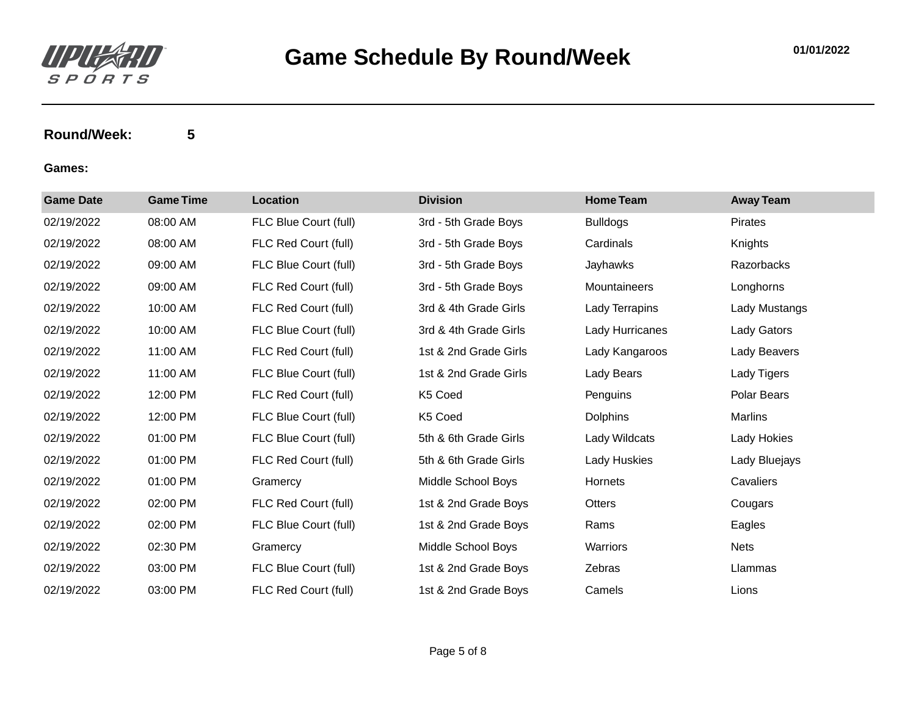# Game Schedule By Round/Week

01/01/2022

**Round/Week:** **5**

**Games:**

| Game Date | Game Time | Location | Division | Home Team | Away Team |
|---|---|---|---|---|---|
| 02/19/2022 | 08:00 AM | FLC Blue Court (full) | 3rd - 5th Grade Boys | Bulldogs | Pirates |
| 02/19/2022 | 08:00 AM | FLC Red Court (full) | 3rd - 5th Grade Boys | Cardinals | Knights |
| 02/19/2022 | 09:00 AM | FLC Blue Court (full) | 3rd - 5th Grade Boys | Jayhawks | Razorbacks |
| 02/19/2022 | 09:00 AM | FLC Red Court (full) | 3rd - 5th Grade Boys | Mountaineers | Longhorns |
| 02/19/2022 | 10:00 AM | FLC Red Court (full) | 3rd & 4th Grade Girls | Lady Terrapins | Lady Mustangs |
| 02/19/2022 | 10:00 AM | FLC Blue Court (full) | 3rd & 4th Grade Girls | Lady Hurricanes | Lady Gators |
| 02/19/2022 | 11:00 AM | FLC Red Court (full) | 1st & 2nd Grade Girls | Lady Kangaroos | Lady Beavers |
| 02/19/2022 | 11:00 AM | FLC Blue Court (full) | 1st & 2nd Grade Girls | Lady Bears | Lady Tigers |
| 02/19/2022 | 12:00 PM | FLC Red Court (full) | K5 Coed | Penguins | Polar Bears |
| 02/19/2022 | 12:00 PM | FLC Blue Court (full) | K5 Coed | Dolphins | Marlins |
| 02/19/2022 | 01:00 PM | FLC Blue Court (full) | 5th & 6th Grade Girls | Lady Wildcats | Lady Hokies |
| 02/19/2022 | 01:00 PM | FLC Red Court (full) | 5th & 6th Grade Girls | Lady Huskies | Lady Bluejays |
| 02/19/2022 | 01:00 PM | Gramercy | Middle School Boys | Hornets | Cavaliers |
| 02/19/2022 | 02:00 PM | FLC Red Court (full) | 1st & 2nd Grade Boys | Otters | Cougars |
| 02/19/2022 | 02:00 PM | FLC Blue Court (full) | 1st & 2nd Grade Boys | Rams | Eagles |
| 02/19/2022 | 02:30 PM | Gramercy | Middle School Boys | Warriors | Nets |
| 02/19/2022 | 03:00 PM | FLC Blue Court (full) | 1st & 2nd Grade Boys | Zebras | Llammas |
| 02/19/2022 | 03:00 PM | FLC Red Court (full) | 1st & 2nd Grade Boys | Camels | Lions |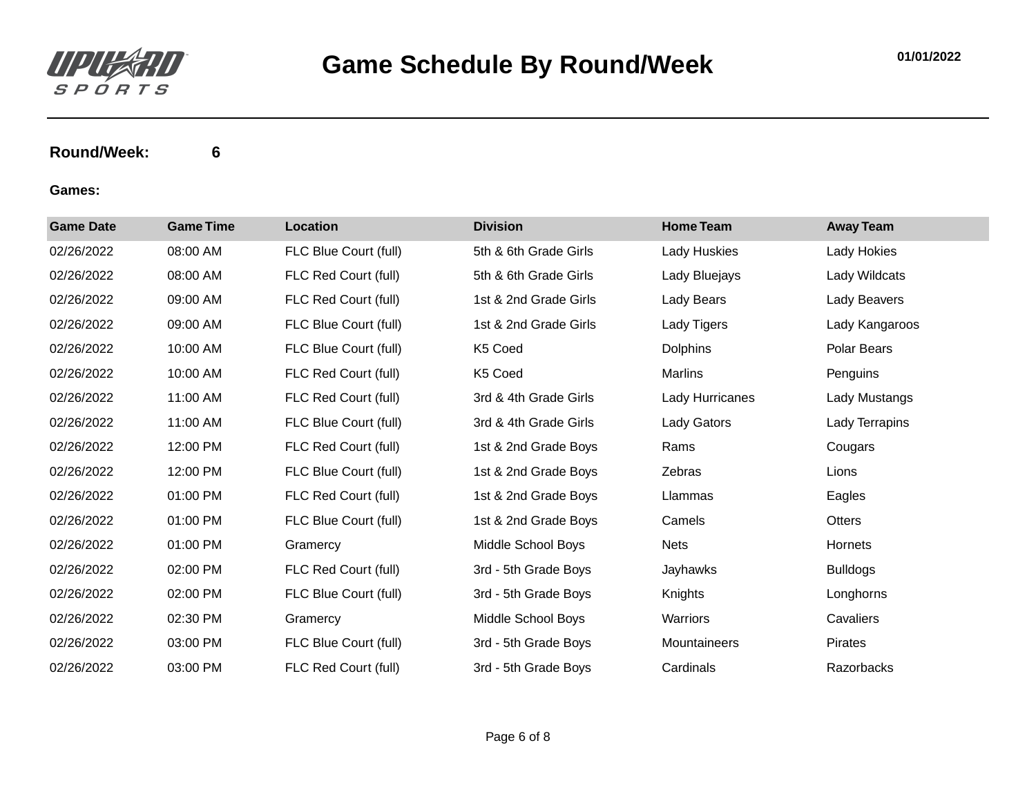# Game Schedule By Round/Week

01/01/2022

**Round/Week:** 6

**Games:**

| Game Date | Game Time | Location | Division | Home Team | Away Team |
|---|---|---|---|---|---|
| 02/26/2022 | 08:00 AM | FLC Blue Court (full) | 5th & 6th Grade Girls | Lady Huskies | Lady Hokies |
| 02/26/2022 | 08:00 AM | FLC Red Court (full) | 5th & 6th Grade Girls | Lady Bluejays | Lady Wildcats |
| 02/26/2022 | 09:00 AM | FLC Red Court (full) | 1st & 2nd Grade Girls | Lady Bears | Lady Beavers |
| 02/26/2022 | 09:00 AM | FLC Blue Court (full) | 1st & 2nd Grade Girls | Lady Tigers | Lady Kangaroos |
| 02/26/2022 | 10:00 AM | FLC Blue Court (full) | K5 Coed | Dolphins | Polar Bears |
| 02/26/2022 | 10:00 AM | FLC Red Court (full) | K5 Coed | Marlins | Penguins |
| 02/26/2022 | 11:00 AM | FLC Red Court (full) | 3rd & 4th Grade Girls | Lady Hurricanes | Lady Mustangs |
| 02/26/2022 | 11:00 AM | FLC Blue Court (full) | 3rd & 4th Grade Girls | Lady Gators | Lady Terrapins |
| 02/26/2022 | 12:00 PM | FLC Red Court (full) | 1st & 2nd Grade Boys | Rams | Cougars |
| 02/26/2022 | 12:00 PM | FLC Blue Court (full) | 1st & 2nd Grade Boys | Zebras | Lions |
| 02/26/2022 | 01:00 PM | FLC Red Court (full) | 1st & 2nd Grade Boys | Llammas | Eagles |
| 02/26/2022 | 01:00 PM | FLC Blue Court (full) | 1st & 2nd Grade Boys | Camels | Otters |
| 02/26/2022 | 01:00 PM | Gramercy | Middle School Boys | Nets | Hornets |
| 02/26/2022 | 02:00 PM | FLC Red Court (full) | 3rd - 5th Grade Boys | Jayhawks | Bulldogs |
| 02/26/2022 | 02:00 PM | FLC Blue Court (full) | 3rd - 5th Grade Boys | Knights | Longhorns |
| 02/26/2022 | 02:30 PM | Gramercy | Middle School Boys | Warriors | Cavaliers |
| 02/26/2022 | 03:00 PM | FLC Blue Court (full) | 3rd - 5th Grade Boys | Mountaineers | Pirates |
| 02/26/2022 | 03:00 PM | FLC Red Court (full) | 3rd - 5th Grade Boys | Cardinals | Razorbacks |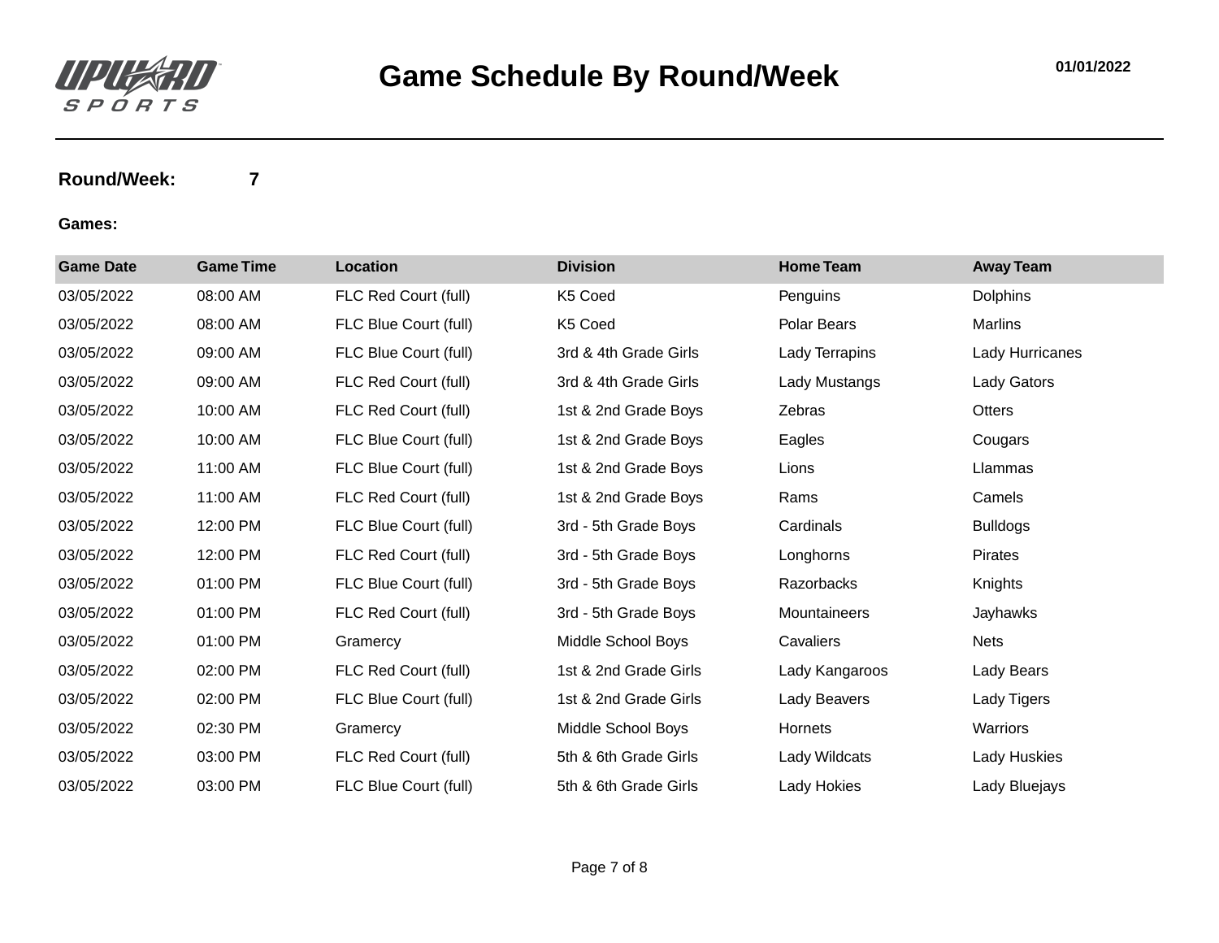# Game Schedule By Round/Week

01/01/2022

**Round/Week:** 7

**Games:**

| Game Date | Game Time | Location | Division | Home Team | Away Team |
|---|---|---|---|---|---|
| 03/05/2022 | 08:00 AM | FLC Red Court (full) | K5 Coed | Penguins | Dolphins |
| 03/05/2022 | 08:00 AM | FLC Blue Court (full) | K5 Coed | Polar Bears | Marlins |
| 03/05/2022 | 09:00 AM | FLC Blue Court (full) | 3rd & 4th Grade Girls | Lady Terrapins | Lady Hurricanes |
| 03/05/2022 | 09:00 AM | FLC Red Court (full) | 3rd & 4th Grade Girls | Lady Mustangs | Lady Gators |
| 03/05/2022 | 10:00 AM | FLC Red Court (full) | 1st & 2nd Grade Boys | Zebras | Otters |
| 03/05/2022 | 10:00 AM | FLC Blue Court (full) | 1st & 2nd Grade Boys | Eagles | Cougars |
| 03/05/2022 | 11:00 AM | FLC Blue Court (full) | 1st & 2nd Grade Boys | Lions | Llammas |
| 03/05/2022 | 11:00 AM | FLC Red Court (full) | 1st & 2nd Grade Boys | Rams | Camels |
| 03/05/2022 | 12:00 PM | FLC Blue Court (full) | 3rd - 5th Grade Boys | Cardinals | Bulldogs |
| 03/05/2022 | 12:00 PM | FLC Red Court (full) | 3rd - 5th Grade Boys | Longhorns | Pirates |
| 03/05/2022 | 01:00 PM | FLC Blue Court (full) | 3rd - 5th Grade Boys | Razorbacks | Knights |
| 03/05/2022 | 01:00 PM | FLC Red Court (full) | 3rd - 5th Grade Boys | Mountaineers | Jayhawks |
| 03/05/2022 | 01:00 PM | Gramercy | Middle School Boys | Cavaliers | Nets |
| 03/05/2022 | 02:00 PM | FLC Red Court (full) | 1st & 2nd Grade Girls | Lady Kangaroos | Lady Bears |
| 03/05/2022 | 02:00 PM | FLC Blue Court (full) | 1st & 2nd Grade Girls | Lady Beavers | Lady Tigers |
| 03/05/2022 | 02:30 PM | Gramercy | Middle School Boys | Hornets | Warriors |
| 03/05/2022 | 03:00 PM | FLC Red Court (full) | 5th & 6th Grade Girls | Lady Wildcats | Lady Huskies |
| 03/05/2022 | 03:00 PM | FLC Blue Court (full) | 5th & 6th Grade Girls | Lady Hokies | Lady Bluejays |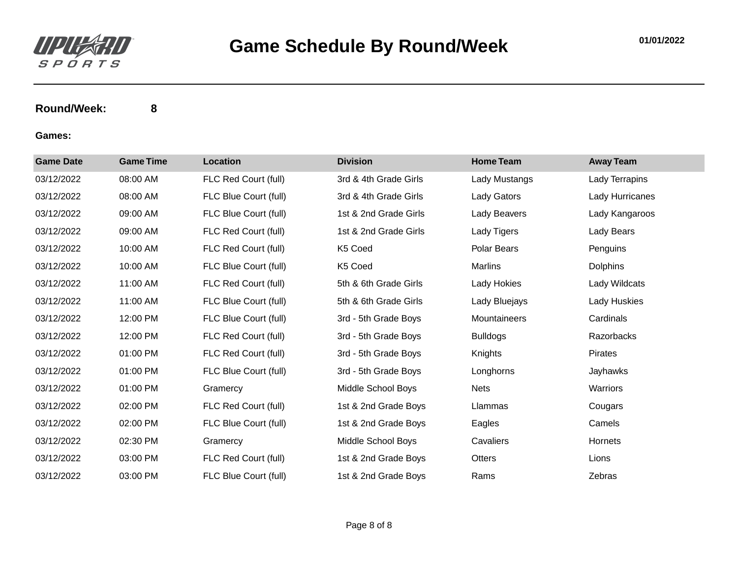# Game Schedule By Round/Week

01/01/2022

**Round/Week:** **8**

**Games:**

| Game Date | Game Time | Location | Division | Home Team | Away Team |
|---|---|---|---|---|---|
| 03/12/2022 | 08:00 AM | FLC Red Court (full) | 3rd & 4th Grade Girls | Lady Mustangs | Lady Terrapins |
| 03/12/2022 | 08:00 AM | FLC Blue Court (full) | 3rd & 4th Grade Girls | Lady Gators | Lady Hurricanes |
| 03/12/2022 | 09:00 AM | FLC Blue Court (full) | 1st & 2nd Grade Girls | Lady Beavers | Lady Kangaroos |
| 03/12/2022 | 09:00 AM | FLC Red Court (full) | 1st & 2nd Grade Girls | Lady Tigers | Lady Bears |
| 03/12/2022 | 10:00 AM | FLC Red Court (full) | K5 Coed | Polar Bears | Penguins |
| 03/12/2022 | 10:00 AM | FLC Blue Court (full) | K5 Coed | Marlins | Dolphins |
| 03/12/2022 | 11:00 AM | FLC Red Court (full) | 5th & 6th Grade Girls | Lady Hokies | Lady Wildcats |
| 03/12/2022 | 11:00 AM | FLC Blue Court (full) | 5th & 6th Grade Girls | Lady Bluejays | Lady Huskies |
| 03/12/2022 | 12:00 PM | FLC Blue Court (full) | 3rd - 5th Grade Boys | Mountaineers | Cardinals |
| 03/12/2022 | 12:00 PM | FLC Red Court (full) | 3rd - 5th Grade Boys | Bulldogs | Razorbacks |
| 03/12/2022 | 01:00 PM | FLC Red Court (full) | 3rd - 5th Grade Boys | Knights | Pirates |
| 03/12/2022 | 01:00 PM | FLC Blue Court (full) | 3rd - 5th Grade Boys | Longhorns | Jayhawks |
| 03/12/2022 | 01:00 PM | Gramercy | Middle School Boys | Nets | Warriors |
| 03/12/2022 | 02:00 PM | FLC Red Court (full) | 1st & 2nd Grade Boys | Llammas | Cougars |
| 03/12/2022 | 02:00 PM | FLC Blue Court (full) | 1st & 2nd Grade Boys | Eagles | Camels |
| 03/12/2022 | 02:30 PM | Gramercy | Middle School Boys | Cavaliers | Hornets |
| 03/12/2022 | 03:00 PM | FLC Red Court (full) | 1st & 2nd Grade Boys | Otters | Lions |
| 03/12/2022 | 03:00 PM | FLC Blue Court (full) | 1st & 2nd Grade Boys | Rams | Zebras |